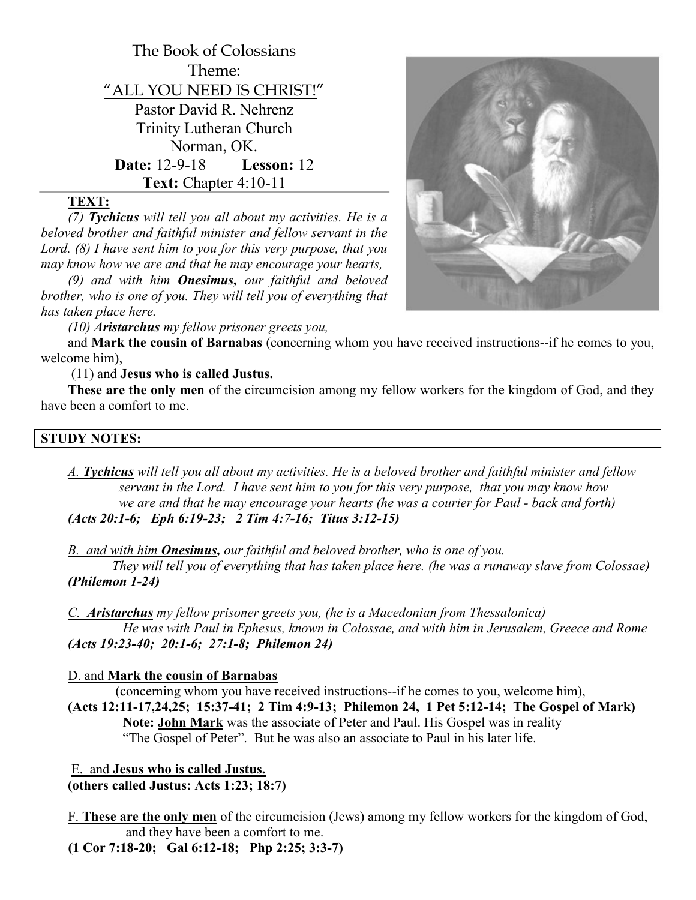# The Book of Colossians

Theme:
**"ALL YOU NEED IS CHRIST!"**

Pastor David R. Nehrenz
Trinity Lutheran Church
Norman, OK.

**Date:** 12-9-18 **Lesson:** 12
**Text:** Chapter 4:10-11

## TEXT:

*(7) **Tychicus** will tell you all about my activities. He is a beloved brother and faithful minister and fellow servant in the Lord. (8) I have sent him to you for this very purpose, that you may know how we are and that he may encourage your hearts,*

*(9) and with him **Onesimus,** our faithful and beloved brother, who is one of you. They will tell you of everything that has taken place here.*

*(10) **Aristarchus** my fellow prisoner greets you,*

and **Mark the cousin of Barnabas** (concerning whom you have received instructions--if he comes to you, welcome him),

(11) and **Jesus who is called Justus.**

**These are the only men** of the circumcision among my fellow workers for the kingdom of God, and they have been a comfort to me.

## STUDY NOTES:

*A. **Tychicus** will tell you all about my activities. He is a beloved brother and faithful minister and fellow servant in the Lord. I have sent him to you for this very purpose, that you may know how we are and that he may encourage your hearts (he was a courier for Paul - back and forth)*
***(Acts 20:1-6; Eph 6:19-23; 2 Tim 4:7-16; Titus 3:12-15)***

*B. and with him **Onesimus,** our faithful and beloved brother, who is one of you. They will tell you of everything that has taken place here. (he was a runaway slave from Colossae)*
***(Philemon 1-24)***

*C. **Aristarchus** my fellow prisoner greets you, (he is a Macedonian from Thessalonica) He was with Paul in Ephesus, known in Colossae, and with him in Jerusalem, Greece and Rome*
***(Acts 19:23-40; 20:1-6; 27:1-8; Philemon 24)***

D. and **Mark the cousin of Barnabas**
(concerning whom you have received instructions--if he comes to you, welcome him),
**(Acts 12:11-17,24,25; 15:37-41; 2 Tim 4:9-13; Philemon 24, 1 Pet 5:12-14; The Gospel of Mark)**
**Note: John Mark** was the associate of Peter and Paul. His Gospel was in reality "The Gospel of Peter". But he was also an associate to Paul in his later life.

E. and **Jesus who is called Justus.**
**(others called Justus: Acts 1:23; 18:7)**

F. **These are the only men** of the circumcision (Jews) among my fellow workers for the kingdom of God, and they have been a comfort to me.
**(1 Cor 7:18-20; Gal 6:12-18; Php 2:25; 3:3-7)**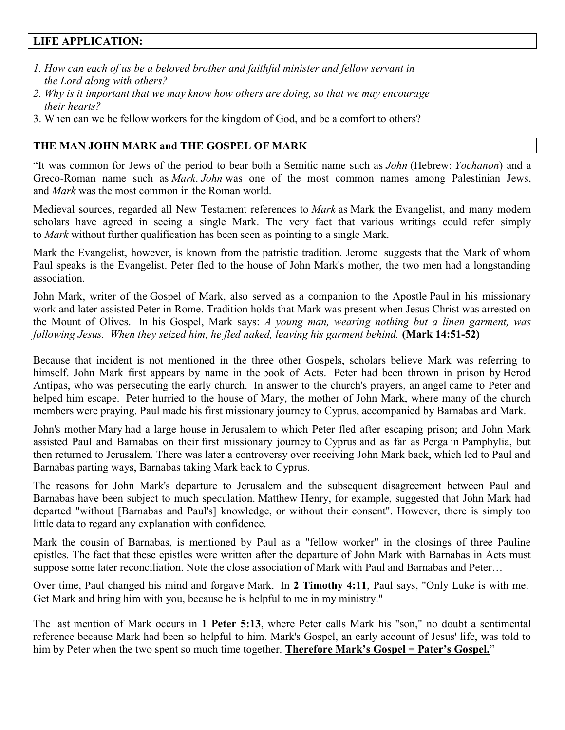## LIFE APPLICATION:

*1. How can each of us be a beloved brother and faithful minister and fellow servant in the Lord along with others?*
*2. Why is it important that we may know how others are doing, so that we may encourage their hearts?*
3. When can we be fellow workers for the kingdom of God, and be a comfort to others?

## THE MAN JOHN MARK and THE GOSPEL OF MARK

"It was common for Jews of the period to bear both a Semitic name such as *John* (Hebrew: *Yochanon*) and a Greco-Roman name such as *Mark*. *John* was one of the most common names among Palestinian Jews, and *Mark* was the most common in the Roman world.

Medieval sources, regarded all New Testament references to *Mark* as Mark the Evangelist, and many modern scholars have agreed in seeing a single Mark. The very fact that various writings could refer simply to *Mark* without further qualification has been seen as pointing to a single Mark.

Mark the Evangelist, however, is known from the patristic tradition. Jerome suggests that the Mark of whom Paul speaks is the Evangelist. Peter fled to the house of John Mark's mother, the two men had a longstanding association.

John Mark, writer of the Gospel of Mark, also served as a companion to the Apostle Paul in his missionary work and later assisted Peter in Rome. Tradition holds that Mark was present when Jesus Christ was arrested on the Mount of Olives. In his Gospel, Mark says: *A young man, wearing nothing but a linen garment, was following Jesus. When they seized him, he fled naked, leaving his garment behind.* **(Mark 14:51-52)**

Because that incident is not mentioned in the three other Gospels, scholars believe Mark was referring to himself. John Mark first appears by name in the book of Acts. Peter had been thrown in prison by Herod Antipas, who was persecuting the early church. In answer to the church's prayers, an angel came to Peter and helped him escape. Peter hurried to the house of Mary, the mother of John Mark, where many of the church members were praying. Paul made his first missionary journey to Cyprus, accompanied by Barnabas and Mark.

John's mother Mary had a large house in Jerusalem to which Peter fled after escaping prison; and John Mark assisted Paul and Barnabas on their first missionary journey to Cyprus and as far as Perga in Pamphylia, but then returned to Jerusalem. There was later a controversy over receiving John Mark back, which led to Paul and Barnabas parting ways, Barnabas taking Mark back to Cyprus.

The reasons for John Mark's departure to Jerusalem and the subsequent disagreement between Paul and Barnabas have been subject to much speculation. Matthew Henry, for example, suggested that John Mark had departed "without [Barnabas and Paul's] knowledge, or without their consent". However, there is simply too little data to regard any explanation with confidence.

Mark the cousin of Barnabas, is mentioned by Paul as a "fellow worker" in the closings of three Pauline epistles. The fact that these epistles were written after the departure of John Mark with Barnabas in Acts must suppose some later reconciliation. Note the close association of Mark with Paul and Barnabas and Peter…

Over time, Paul changed his mind and forgave Mark. In **2 Timothy 4:11**, Paul says, "Only Luke is with me. Get Mark and bring him with you, because he is helpful to me in my ministry."

The last mention of Mark occurs in **1 Peter 5:13**, where Peter calls Mark his "son," no doubt a sentimental reference because Mark had been so helpful to him. Mark's Gospel, an early account of Jesus' life, was told to him by Peter when the two spent so much time together. **Therefore Mark's Gospel = Pater's Gospel.**"